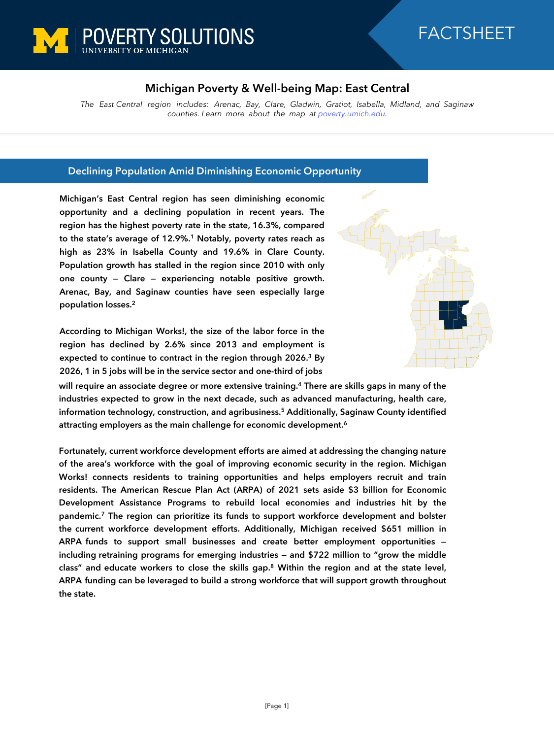POVERTY SOLUTIONS
UNIVERSITY OF MICHIGAN

FACTSHEET

# Michigan Poverty & Well-being Map: East Central

*The East Central region includes: Arenac, Bay, Clare, Gladwin, Gratiot, Isabella, Midland, and Saginaw counties. Learn more about the map at [poverty.umich.edu](poverty.umich.edu).*

## Declining Population Amid Diminishing Economic Opportunity

**Michigan's East Central region has seen diminishing economic opportunity and a declining population in recent years. The region has the highest poverty rate in the state, 16.3%, compared to the state's average of 12.9%.[1] Notably, poverty rates reach as high as 23% in Isabella County and 19.6% in Clare County. Population growth has stalled in the region since 2010 with only one county – Clare – experiencing notable positive growth. Arenac, Bay, and Saginaw counties have seen especially large population losses.[2]**

**According to Michigan Works!, the size of the labor force in the region has declined by 2.6% since 2013 and employment is expected to continue to contract in the region through 2026.[3] By 2026, 1 in 5 jobs will be in the service sector and one-third of jobs will require an associate degree or more extensive training.[4] There are skills gaps in many of the industries expected to grow in the next decade, such as advanced manufacturing, health care, information technology, construction, and agribusiness.[5] Additionally, Saginaw County identified attracting employers as the main challenge for economic development.[6]**

**Fortunately, current workforce development efforts are aimed at addressing the changing nature of the area's workforce with the goal of improving economic security in the region. Michigan Works! connects residents to training opportunities and helps employers recruit and train residents. The American Rescue Plan Act (ARPA) of 2021 sets aside $3 billion for Economic Development Assistance Programs to rebuild local economies and industries hit by the pandemic.[7] The region can prioritize its funds to support workforce development and bolster the current workforce development efforts. Additionally, Michigan received $651 million in ARPA funds to support small businesses and create better employment opportunities – including retraining programs for emerging industries – and $722 million to "grow the middle class" and educate workers to close the skills gap.[8] Within the region and at the state level, ARPA funding can be leveraged to build a strong workforce that will support growth throughout the state.**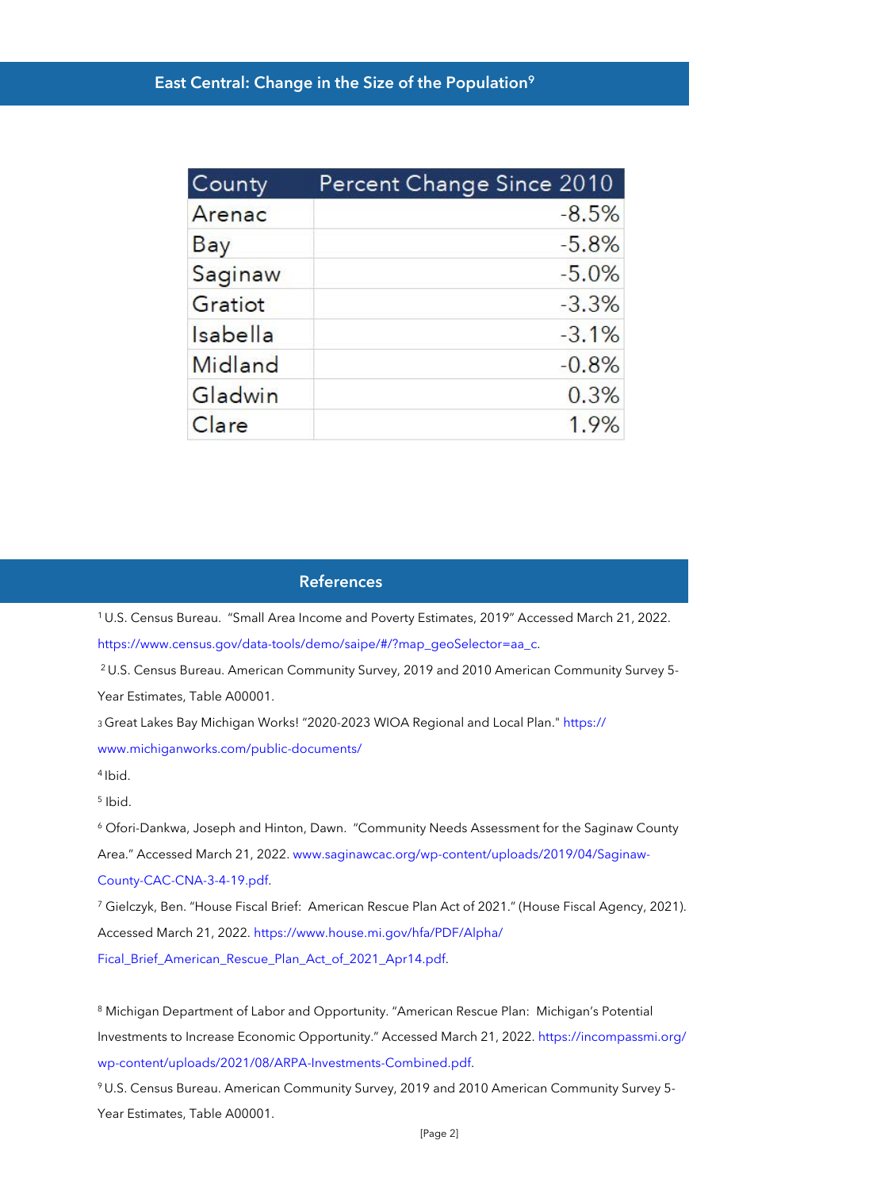## East Central: Change in the Size of the Population[9]

| County | Percent Change Since 2010 |
|---|---|
| Arenac | -8.5% |
| Bay | -5.8% |
| Saginaw | -5.0% |
| Gratiot | -3.3% |
| Isabella | -3.1% |
| Midland | -0.8% |
| Gladwin | 0.3% |
| Clare | 1.9% |

## References

[1] U.S. Census Bureau. "Small Area Income and Poverty Estimates, 2019" Accessed March 21, 2022. https://www.census.gov/data-tools/demo/saipe/#/?map_geoSelector=aa_c.

[2] U.S. Census Bureau. American Community Survey, 2019 and 2010 American Community Survey 5-Year Estimates, Table A00001.

[3] Great Lakes Bay Michigan Works! "2020-2023 WIOA Regional and Local Plan." https://www.michiganworks.com/public-documents/

[4] Ibid.

[5] Ibid.

[6] Ofori-Dankwa, Joseph and Hinton, Dawn. "Community Needs Assessment for the Saginaw County Area." Accessed March 21, 2022. www.saginawcac.org/wp-content/uploads/2019/04/Saginaw-County-CAC-CNA-3-4-19.pdf.

[7] Gielczyk, Ben. "House Fiscal Brief: American Rescue Plan Act of 2021." (House Fiscal Agency, 2021). Accessed March 21, 2022. https://www.house.mi.gov/hfa/PDF/Alpha/Fical_Brief_American_Rescue_Plan_Act_of_2021_Apr14.pdf.

[8] Michigan Department of Labor and Opportunity. "American Rescue Plan: Michigan's Potential Investments to Increase Economic Opportunity." Accessed March 21, 2022. https://incompassmi.org/wp-content/uploads/2021/08/ARPA-Investments-Combined.pdf.

[9] U.S. Census Bureau. American Community Survey, 2019 and 2010 American Community Survey 5-Year Estimates, Table A00001.